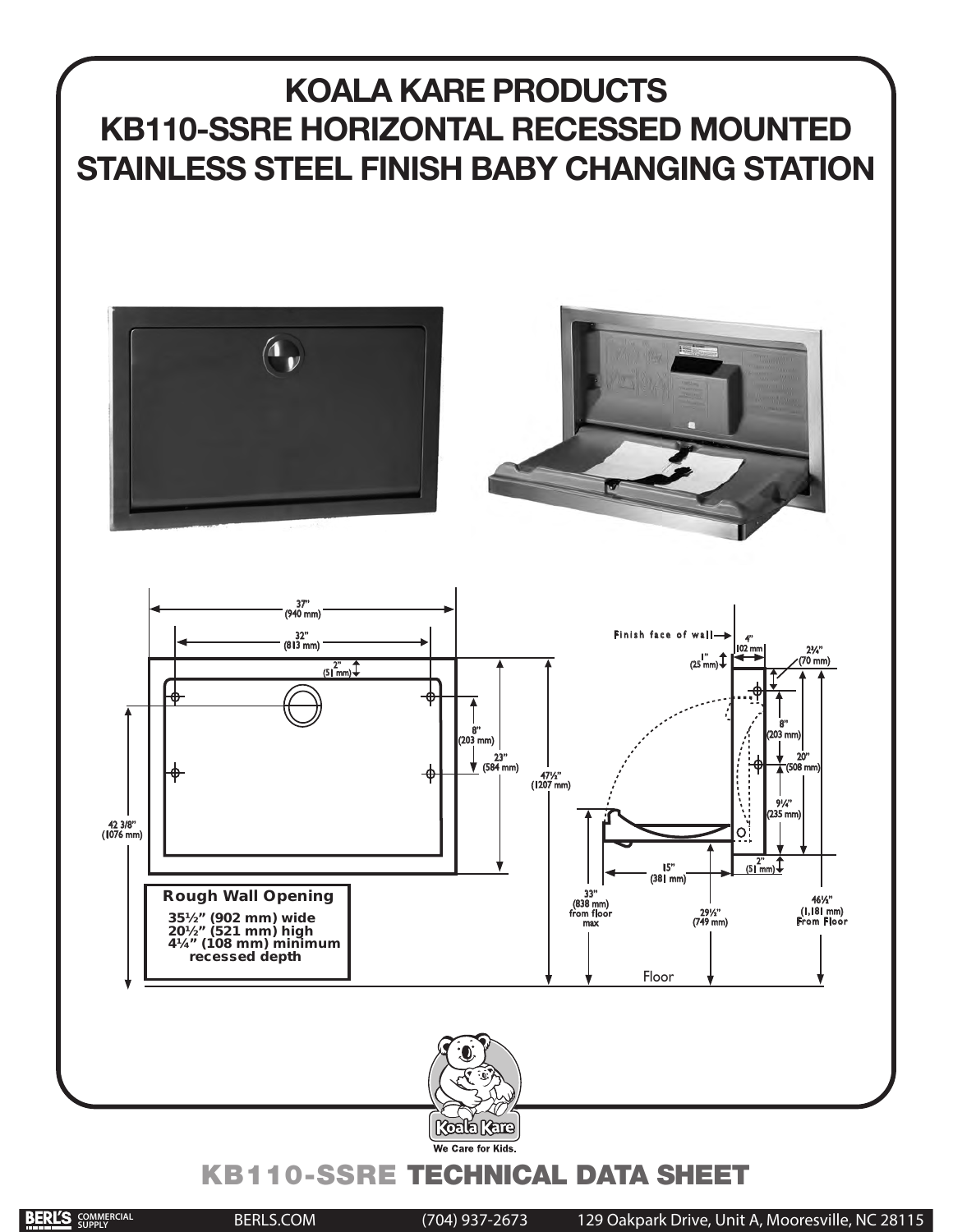# KOALA KARE PRODUCTS
# KB110-SSRE HORIZONTAL RECESSED MOUNTED STAINLESS STEEL FINISH BABY CHANGING STATION

37" (940 mm)

32" (813 mm)

2" (51 mm)

8" (203 mm)

23" (584 mm)

47½" (1207 mm)

42 3/8" (1076 mm)

**Rough Wall Opening**
35½" (902 mm) wide
20½" (521 mm) high
4¼" (108 mm) minimum recessed depth

Finish face of wall

4" (102 mm)

1" (25 mm)

2¾" (70 mm)

8" (203 mm)

20" (508 mm)

9¼" (235 mm)

2" (51 mm)

15" (381 mm)

33" (838 mm) from floor max

29½" (749 mm)

46½" (1,181 mm) From Floor

Floor

Koala Kare
We Care for Kids.

## KB110-SSRE TECHNICAL DATA SHEET

BERL'S COMMERCIAL SUPPLY BERLS.COM (704) 937-2673 129 Oakpark Drive, Unit A, Mooresville, NC 28115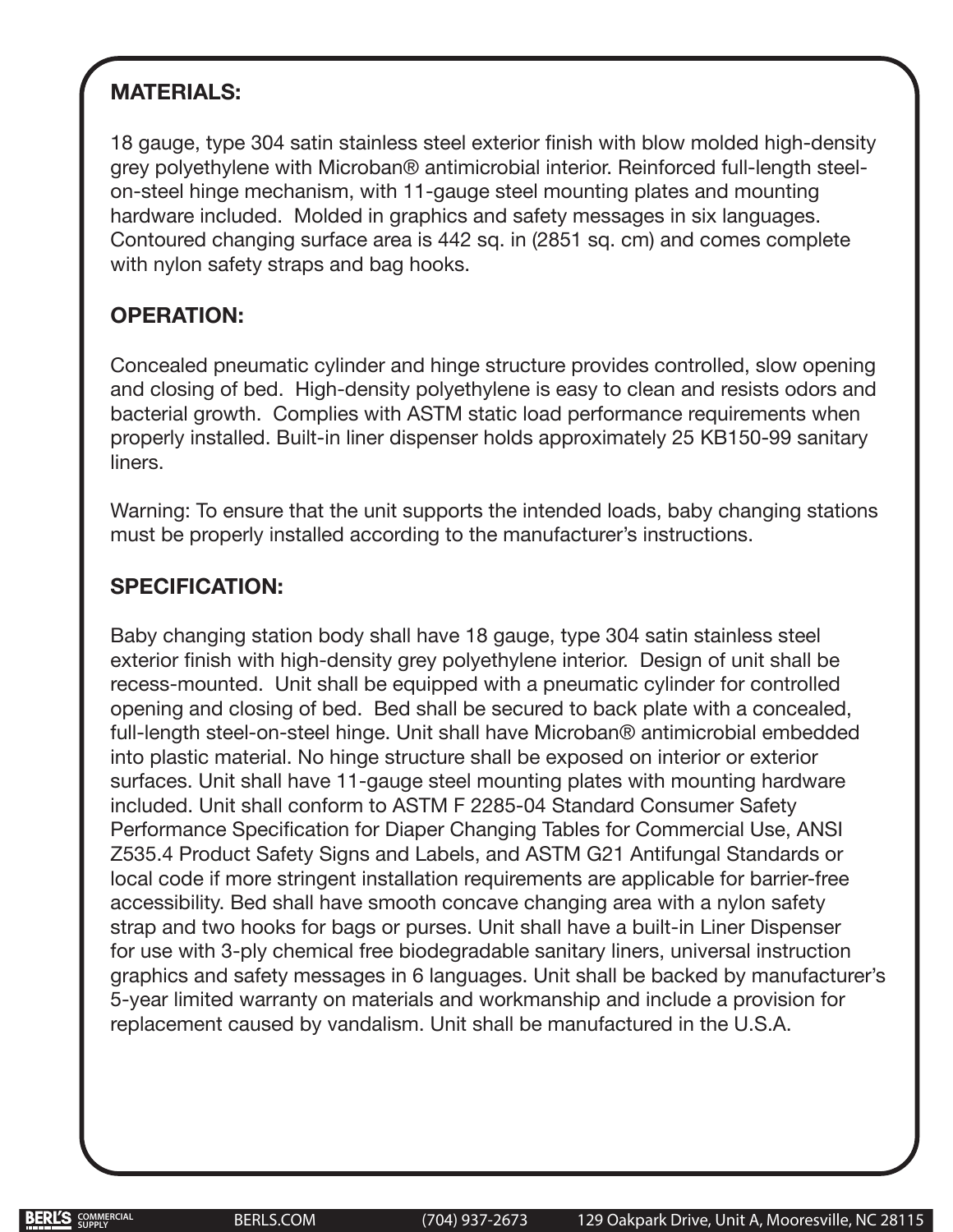## MATERIALS:

18 gauge, type 304 satin stainless steel exterior finish with blow molded high-density grey polyethylene with Microban® antimicrobial interior. Reinforced full-length steel-on-steel hinge mechanism, with 11-gauge steel mounting plates and mounting hardware included. Molded in graphics and safety messages in six languages. Contoured changing surface area is 442 sq. in (2851 sq. cm) and comes complete with nylon safety straps and bag hooks.

## OPERATION:

Concealed pneumatic cylinder and hinge structure provides controlled, slow opening and closing of bed. High-density polyethylene is easy to clean and resists odors and bacterial growth. Complies with ASTM static load performance requirements when properly installed. Built-in liner dispenser holds approximately 25 KB150-99 sanitary liners.

Warning: To ensure that the unit supports the intended loads, baby changing stations must be properly installed according to the manufacturer's instructions.

## SPECIFICATION:

Baby changing station body shall have 18 gauge, type 304 satin stainless steel exterior finish with high-density grey polyethylene interior. Design of unit shall be recess-mounted. Unit shall be equipped with a pneumatic cylinder for controlled opening and closing of bed. Bed shall be secured to back plate with a concealed, full-length steel-on-steel hinge. Unit shall have Microban® antimicrobial embedded into plastic material. No hinge structure shall be exposed on interior or exterior surfaces. Unit shall have 11-gauge steel mounting plates with mounting hardware included. Unit shall conform to ASTM F 2285-04 Standard Consumer Safety Performance Specification for Diaper Changing Tables for Commercial Use, ANSI Z535.4 Product Safety Signs and Labels, and ASTM G21 Antifungal Standards or local code if more stringent installation requirements are applicable for barrier-free accessibility. Bed shall have smooth concave changing area with a nylon safety strap and two hooks for bags or purses. Unit shall have a built-in Liner Dispenser for use with 3-ply chemical free biodegradable sanitary liners, universal instruction graphics and safety messages in 6 languages. Unit shall be backed by manufacturer's 5-year limited warranty on materials and workmanship and include a provision for replacement caused by vandalism. Unit shall be manufactured in the U.S.A.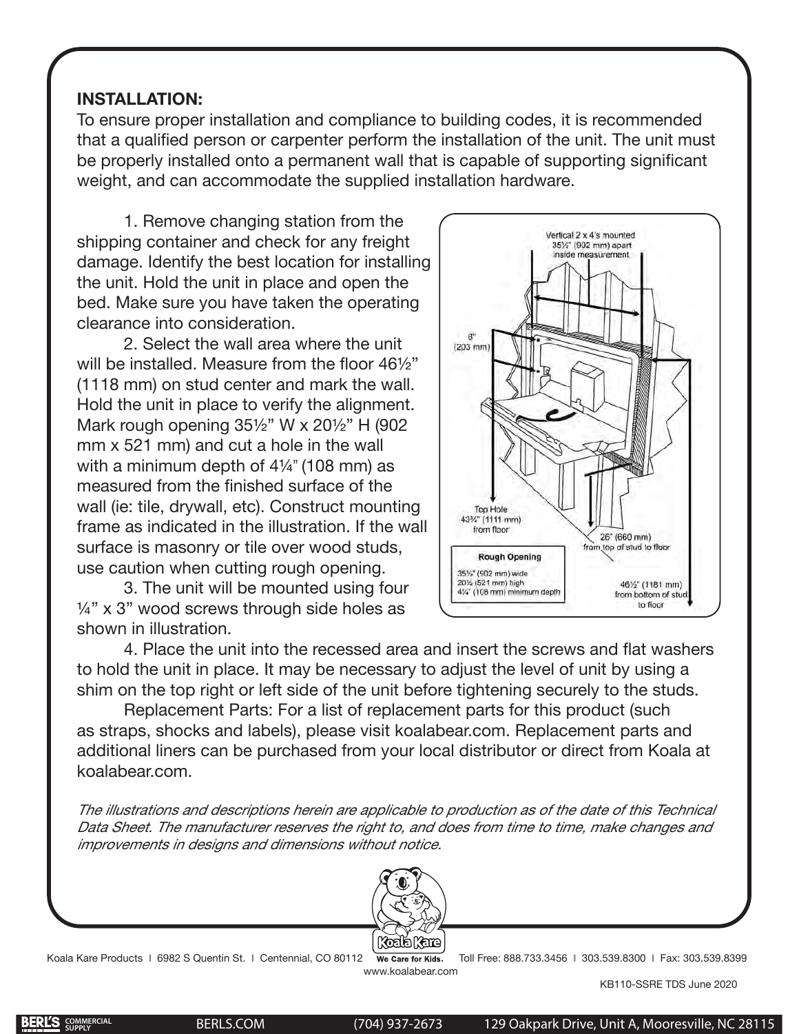**INSTALLATION:**
To ensure proper installation and compliance to building codes, it is recommended that a qualified person or carpenter perform the installation of the unit. The unit must be properly installed onto a permanent wall that is capable of supporting significant weight, and can accommodate the supplied installation hardware.

1. Remove changing station from the shipping container and check for any freight damage. Identify the best location for installing the unit. Hold the unit in place and open the bed. Make sure you have taken the operating clearance into consideration.

2. Select the wall area where the unit will be installed. Measure from the floor 46½" (1118 mm) on stud center and mark the wall. Hold the unit in place to verify the alignment. Mark rough opening 35½" W x 20½" H (902 mm x 521 mm) and cut a hole in the wall with a minimum depth of 4¼" (108 mm) as measured from the finished surface of the wall (ie: tile, drywall, etc). Construct mounting frame as indicated in the illustration. If the wall surface is masonry or tile over wood studs, use caution when cutting rough opening.

3. The unit will be mounted using four ¼" x 3" wood screws through side holes as shown in illustration.

Vertical 2 x 4's mounted 35½" (902 mm) apart inside measurement

8" (203 mm)

Top Hole 43¾" (1111 mm) from floor

26" (660 mm) from top of stud to floor

Rough Opening
35½" (902 mm) wide
20½ (521 mm) high
4¼" (108 mm) minimum depth

46½" (1181 mm) from bottom of stud to floor

4. Place the unit into the recessed area and insert the screws and flat washers to hold the unit in place. It may be necessary to adjust the level of unit by using a shim on the top right or left side of the unit before tightening securely to the studs.

Replacement Parts: For a list of replacement parts for this product (such as straps, shocks and labels), please visit koalabear.com. Replacement parts and additional liners can be purchased from your local distributor or direct from Koala at koalabear.com.

*The illustrations and descriptions herein are applicable to production as of the date of this Technical Data Sheet. The manufacturer reserves the right to, and does from time to time, make changes and improvements in designs and dimensions without notice.*

Koala Kare Products | 6982 S Quentin St. | Centennial, CO 80112 We Care for Kids. Toll Free: 888.733.3456 | 303.539.8300 | Fax: 303.539.8399
www.koalabear.com

KB110-SSRE TDS June 2020

BERL'S COMMERCIAL SUPPLY BERLS.COM (704) 937-2673 129 Oakpark Drive, Unit A, Mooresville, NC 28115